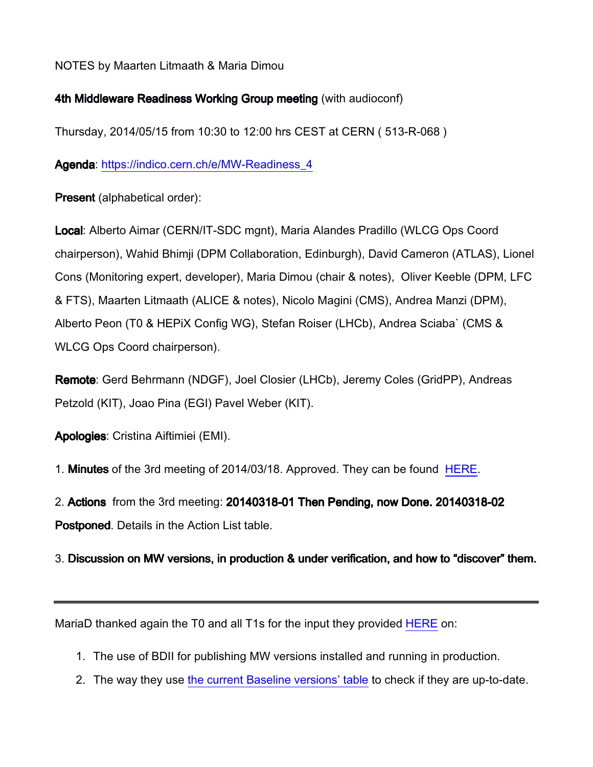NOTES by Maarten Litmaath & Maria Dimou

**4th Middleware Readiness Working Group meeting** (with audioconf)

Thursday, 2014/05/15 from 10:30 to 12:00 hrs CEST at CERN ( 513-R-068 )

**Agenda**: https://indico.cern.ch/e/MW-Readiness_4

**Present** (alphabetical order):

**Local**: Alberto Aimar (CERN/IT-SDC mgnt), Maria Alandes Pradillo (WLCG Ops Coord chairperson), Wahid Bhimji (DPM Collaboration, Edinburgh), David Cameron (ATLAS), Lionel Cons (Monitoring expert, developer), Maria Dimou (chair & notes), Oliver Keeble (DPM, LFC & FTS), Maarten Litmaath (ALICE & notes), Nicolo Magini (CMS), Andrea Manzi (DPM), Alberto Peon (T0 & HEPiX Config WG), Stefan Roiser (LHCb), Andrea Sciaba` (CMS & WLCG Ops Coord chairperson).

**Remote**: Gerd Behrmann (NDGF), Joel Closier (LHCb), Jeremy Coles (GridPP), Andreas Petzold (KIT), Joao Pina (EGI) Pavel Weber (KIT).

**Apologies**: Cristina Aiftimiei (EMI).

1. **Minutes** of the 3rd meeting of 2014/03/18. Approved. They can be found HERE.

2. **Actions** from the 3rd meeting: **20140318-01 Then Pending, now Done. 20140318-02 Postponed**. Details in the Action List table.

3. **Discussion on MW versions, in production & under verification, and how to "discover" them.**

---

MariaD thanked again the T0 and all T1s for the input they provided HERE on:

1. The use of BDII for publishing MW versions installed and running in production.
2. The way they use the current Baseline versions' table to check if they are up-to-date.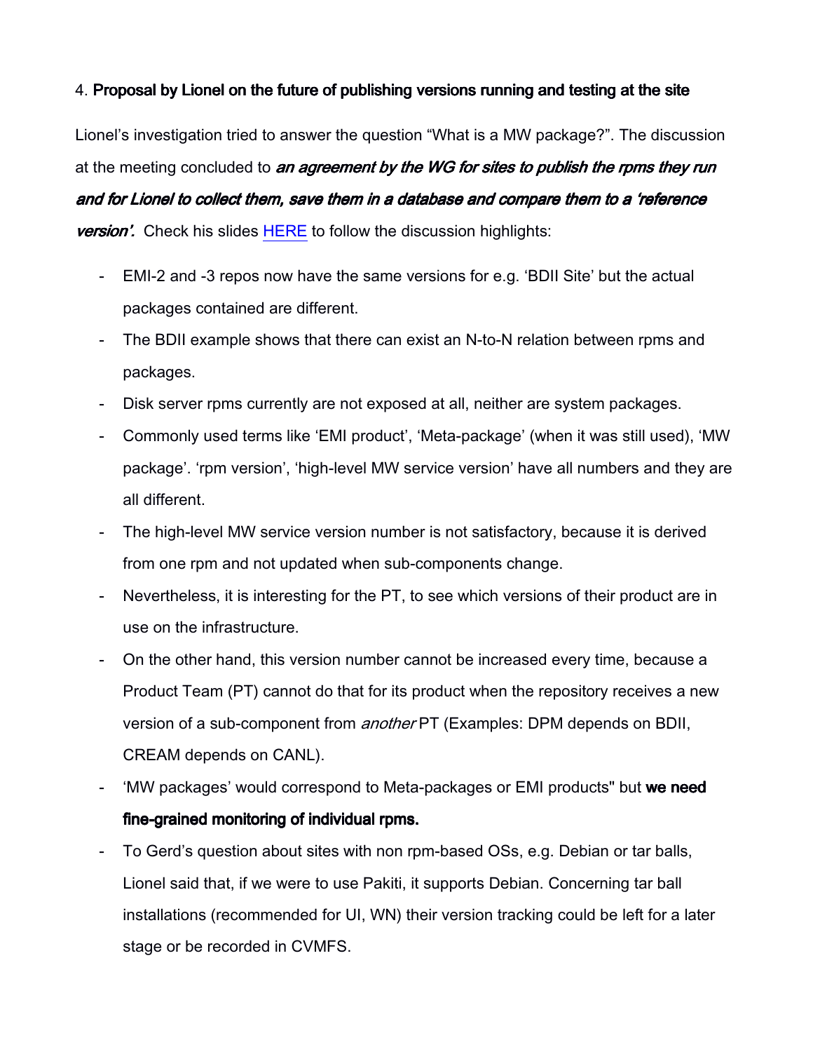4. **Proposal by Lionel on the future of publishing versions running and testing at the site**

Lionel's investigation tried to answer the question "What is a MW package?". The discussion at the meeting concluded to ***an agreement by the WG for sites to publish the rpms they run and for Lionel to collect them, save them in a database and compare them to a 'reference version'.*** Check his slides HERE to follow the discussion highlights:

- EMI-2 and -3 repos now have the same versions for e.g. 'BDII Site' but the actual packages contained are different.
- The BDII example shows that there can exist an N-to-N relation between rpms and packages.
- Disk server rpms currently are not exposed at all, neither are system packages.
- Commonly used terms like 'EMI product', 'Meta-package' (when it was still used), 'MW package'. 'rpm version', 'high-level MW service version' have all numbers and they are all different.
- The high-level MW service version number is not satisfactory, because it is derived from one rpm and not updated when sub-components change.
- Nevertheless, it is interesting for the PT, to see which versions of their product are in use on the infrastructure.
- On the other hand, this version number cannot be increased every time, because a Product Team (PT) cannot do that for its product when the repository receives a new version of a sub-component from *another* PT (Examples: DPM depends on BDII, CREAM depends on CANL).
- 'MW packages' would correspond to Meta-packages or EMI products" but **we need fine-grained monitoring of individual rpms.**
- To Gerd's question about sites with non rpm-based OSs, e.g. Debian or tar balls, Lionel said that, if we were to use Pakiti, it supports Debian. Concerning tar ball installations (recommended for UI, WN) their version tracking could be left for a later stage or be recorded in CVMFS.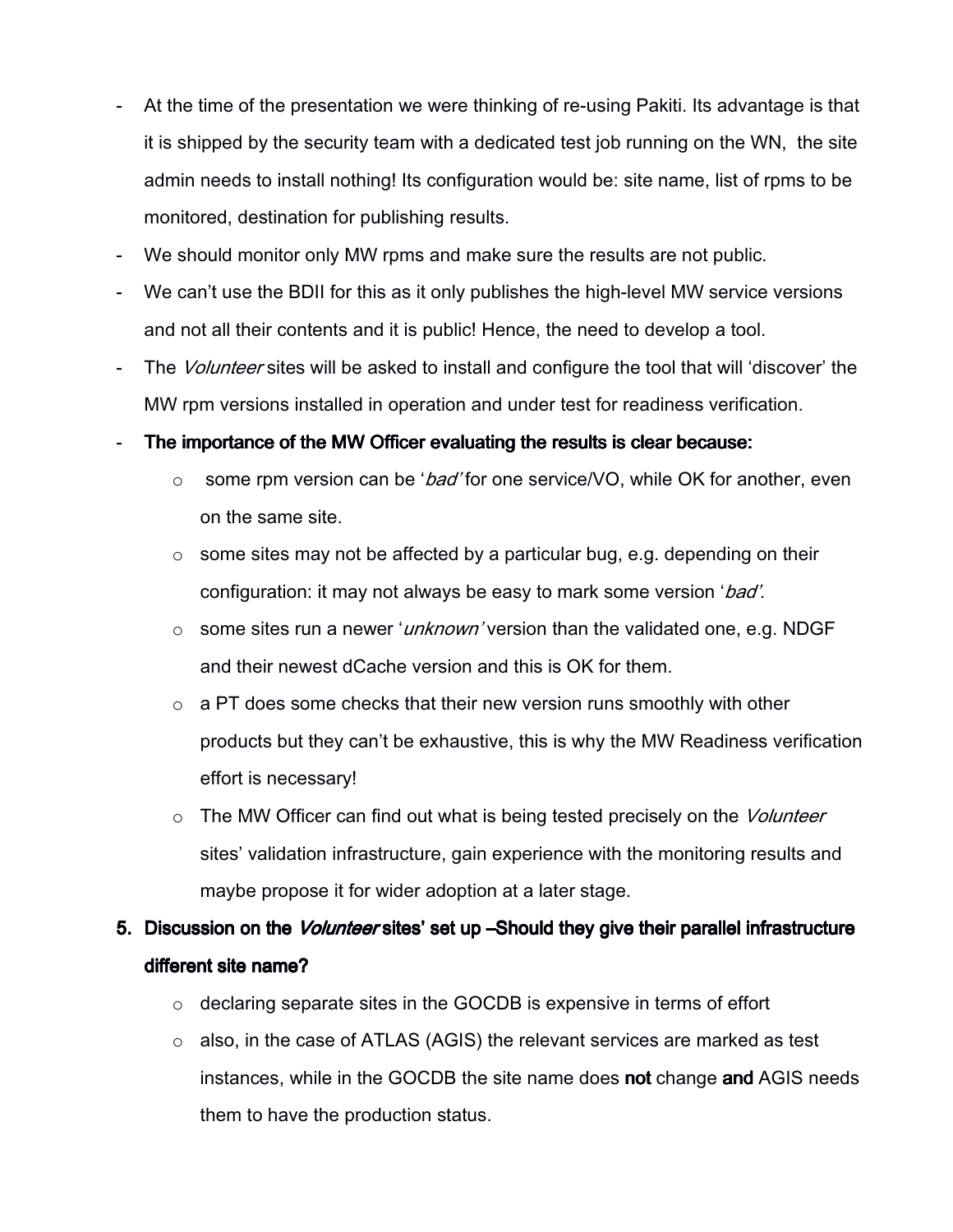- At the time of the presentation we were thinking of re-using Pakiti. Its advantage is that it is shipped by the security team with a dedicated test job running on the WN, the site admin needs to install nothing! Its configuration would be: site name, list of rpms to be monitored, destination for publishing results.
- We should monitor only MW rpms and make sure the results are not public.
- We can't use the BDII for this as it only publishes the high-level MW service versions and not all their contents and it is public! Hence, the need to develop a tool.
- The *Volunteer* sites will be asked to install and configure the tool that will 'discover' the MW rpm versions installed in operation and under test for readiness verification.
- **The importance of the MW Officer evaluating the results is clear because:**
  - some rpm version can be '*bad*' for one service/VO, while OK for another, even on the same site.
  - some sites may not be affected by a particular bug, e.g. depending on their configuration: it may not always be easy to mark some version '*bad*'.
  - some sites run a newer '*unknown*' version than the validated one, e.g. NDGF and their newest dCache version and this is OK for them.
  - a PT does some checks that their new version runs smoothly with other products but they can't be exhaustive, this is why the MW Readiness verification effort is necessary!
  - The MW Officer can find out what is being tested precisely on the *Volunteer* sites' validation infrastructure, gain experience with the monitoring results and maybe propose it for wider adoption at a later stage.

5. **Discussion on the *Volunteer* sites' set up –Should they give their parallel infrastructure different site name?**
   - declaring separate sites in the GOCDB is expensive in terms of effort
   - also, in the case of ATLAS (AGIS) the relevant services are marked as test instances, while in the GOCDB the site name does **not** change **and** AGIS needs them to have the production status.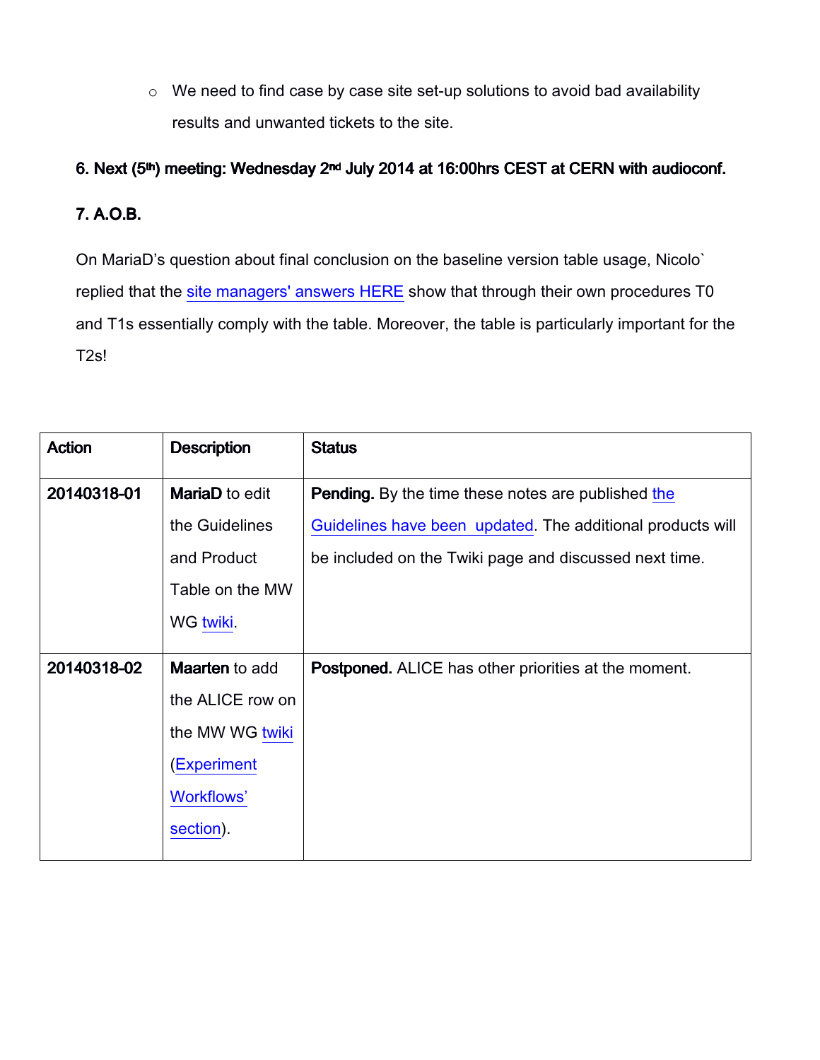- We need to find case by case site set-up solutions to avoid bad availability results and unwanted tickets to the site.

**6. Next (5th) meeting: Wednesday 2nd July 2014 at 16:00hrs CEST at CERN with audioconf.**

**7. A.O.B.**

On MariaD's question about final conclusion on the baseline version table usage, Nicolo` replied that the site managers' answers HERE show that through their own procedures T0 and T1s essentially comply with the table. Moreover, the table is particularly important for the T2s!

| Action | Description | Status |
|---|---|---|
| **20140318-01** | **MariaD** to edit the Guidelines and Product Table on the MW WG twiki. | **Pending.** By the time these notes are published the Guidelines have been updated. The additional products will be included on the Twiki page and discussed next time. |
| **20140318-02** | **Maarten** to add the ALICE row on the MW WG twiki (Experiment Workflows' section). | **Postponed.** ALICE has other priorities at the moment. |